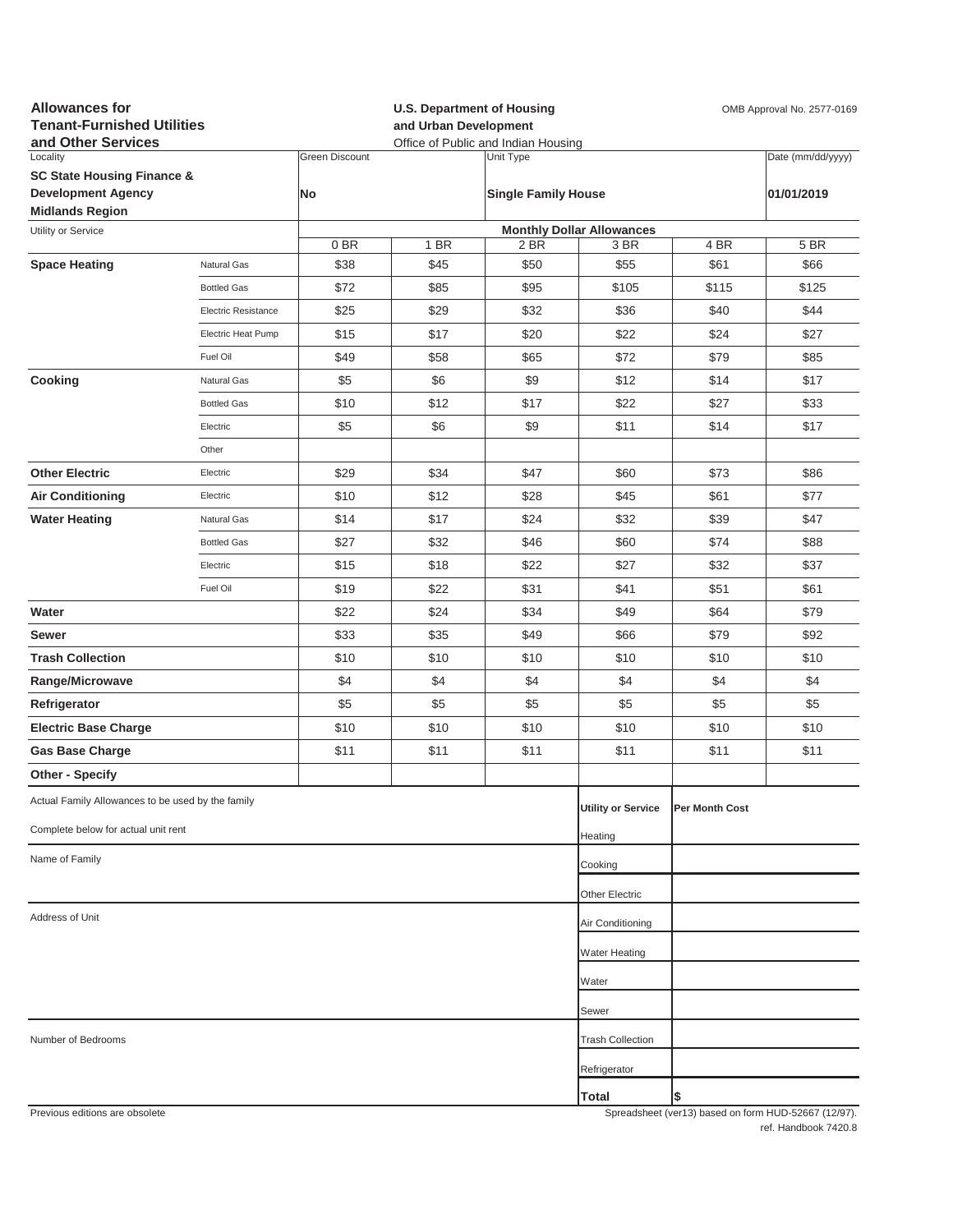**Allowances for Tenant-Furnished Utilities and Other Services**

**U.S. Department of Housing and Urban Development**
Office of Public and Indian Housing

OMB Approval No. 2577-0169

| Locality | Green Discount | Unit Type | Date (mm/dd/yyyy) |
|---|---|---|---|
| **SC State Housing Finance & Development Agency Midlands Region** | **No** | **Single Family House** | **01/01/2019** |

| Utility or Service | | Monthly Dollar Allowances | | | | | |
|---|---|---|---|---|---|---|---|
| | | 0 BR | 1 BR | 2 BR | 3 BR | 4 BR | 5 BR |
| **Space Heating** | Natural Gas | $38 | $45 | $50 | $55 | $61 | $66 |
| | Bottled Gas | $72 | $85 | $95 | $105 | $115 | $125 |
| | Electric Resistance | $25 | $29 | $32 | $36 | $40 | $44 |
| | Electric Heat Pump | $15 | $17 | $20 | $22 | $24 | $27 |
| | Fuel Oil | $49 | $58 | $65 | $72 | $79 | $85 |
| **Cooking** | Natural Gas | $5 | $6 | $9 | $12 | $14 | $17 |
| | Bottled Gas | $10 | $12 | $17 | $22 | $27 | $33 |
| | Electric | $5 | $6 | $9 | $11 | $14 | $17 |
| | Other | | | | | | |
| **Other Electric** | Electric | $29 | $34 | $47 | $60 | $73 | $86 |
| **Air Conditioning** | Electric | $10 | $12 | $28 | $45 | $61 | $77 |
| **Water Heating** | Natural Gas | $14 | $17 | $24 | $32 | $39 | $47 |
| | Bottled Gas | $27 | $32 | $46 | $60 | $74 | $88 |
| | Electric | $15 | $18 | $22 | $27 | $32 | $37 |
| | Fuel Oil | $19 | $22 | $31 | $41 | $51 | $61 |
| **Water** | | $22 | $24 | $34 | $49 | $64 | $79 |
| **Sewer** | | $33 | $35 | $49 | $66 | $79 | $92 |
| **Trash Collection** | | $10 | $10 | $10 | $10 | $10 | $10 |
| **Range/Microwave** | | $4 | $4 | $4 | $4 | $4 | $4 |
| **Refrigerator** | | $5 | $5 | $5 | $5 | $5 | $5 |
| **Electric Base Charge** | | $10 | $10 | $10 | $10 | $10 | $10 |
| **Gas Base Charge** | | $11 | $11 | $11 | $11 | $11 | $11 |
| **Other - Specify** | | | | | | | |

Actual Family Allowances to be used by the family

Complete below for actual unit rent

Name of Family

Address of Unit

Number of Bedrooms

| Utility or Service | Per Month Cost |
|---|---|
| Heating | |
| Cooking | |
| Other Electric | |
| Air Conditioning | |
| Water Heating | |
| Water | |
| Sewer | |
| Trash Collection | |
| Refrigerator | |
| **Total** | $ |

Previous editions are obsolete

Spreadsheet (ver13) based on form HUD-52667 (12/97). ref. Handbook 7420.8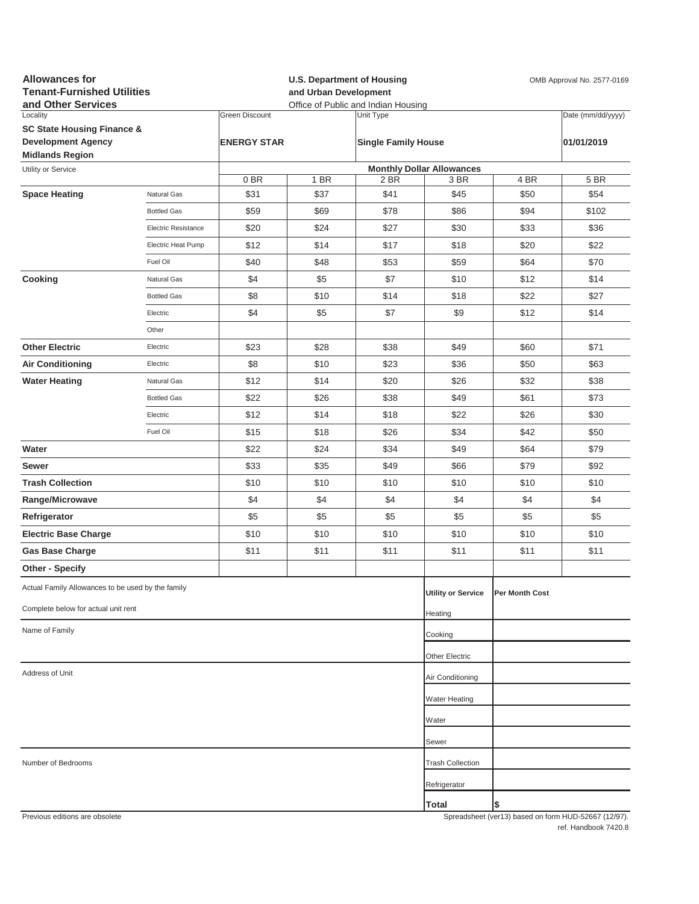**Allowances for Tenant-Furnished Utilities and Other Services**

**U.S. Department of Housing and Urban Development**
Office of Public and Indian Housing

OMB Approval No. 2577-0169

| Locality | Green Discount | Unit Type | Date (mm/dd/yyyy) |
|---|---|---|---|
| **SC State Housing Finance & Development Agency Midlands Region** | **ENERGY STAR** | **Single Family House** | **01/01/2019** |

| Utility or Service | | Monthly Dollar Allowances | | | | | |
|---|---|---|---|---|---|---|---|
| | | 0 BR | 1 BR | 2 BR | 3 BR | 4 BR | 5 BR |
| **Space Heating** | Natural Gas | $31 | $37 | $41 | $45 | $50 | $54 |
| | Bottled Gas | $59 | $69 | $78 | $86 | $94 | $102 |
| | Electric Resistance | $20 | $24 | $27 | $30 | $33 | $36 |
| | Electric Heat Pump | $12 | $14 | $17 | $18 | $20 | $22 |
| | Fuel Oil | $40 | $48 | $53 | $59 | $64 | $70 |
| **Cooking** | Natural Gas | $4 | $5 | $7 | $10 | $12 | $14 |
| | Bottled Gas | $8 | $10 | $14 | $18 | $22 | $27 |
| | Electric | $4 | $5 | $7 | $9 | $12 | $14 |
| | Other | | | | | | |
| **Other Electric** | Electric | $23 | $28 | $38 | $49 | $60 | $71 |
| **Air Conditioning** | Electric | $8 | $10 | $23 | $36 | $50 | $63 |
| **Water Heating** | Natural Gas | $12 | $14 | $20 | $26 | $32 | $38 |
| | Bottled Gas | $22 | $26 | $38 | $49 | $61 | $73 |
| | Electric | $12 | $14 | $18 | $22 | $26 | $30 |
| | Fuel Oil | $15 | $18 | $26 | $34 | $42 | $50 |
| **Water** | | $22 | $24 | $34 | $49 | $64 | $79 |
| **Sewer** | | $33 | $35 | $49 | $66 | $79 | $92 |
| **Trash Collection** | | $10 | $10 | $10 | $10 | $10 | $10 |
| **Range/Microwave** | | $4 | $4 | $4 | $4 | $4 | $4 |
| **Refrigerator** | | $5 | $5 | $5 | $5 | $5 | $5 |
| **Electric Base Charge** | | $10 | $10 | $10 | $10 | $10 | $10 |
| **Gas Base Charge** | | $11 | $11 | $11 | $11 | $11 | $11 |
| **Other - Specify** | | | | | | | |

Actual Family Allowances to be used by the family

Complete below for actual unit rent

Name of Family

Address of Unit

Number of Bedrooms

| Utility or Service | Per Month Cost |
|---|---|
| Heating | |
| Cooking | |
| Other Electric | |
| Air Conditioning | |
| Water Heating | |
| Water | |
| Sewer | |
| Trash Collection | |
| Refrigerator | |
| **Total** | $ |

Previous editions are obsolete

Spreadsheet (ver13) based on form HUD-52667 (12/97).
ref. Handbook 7420.8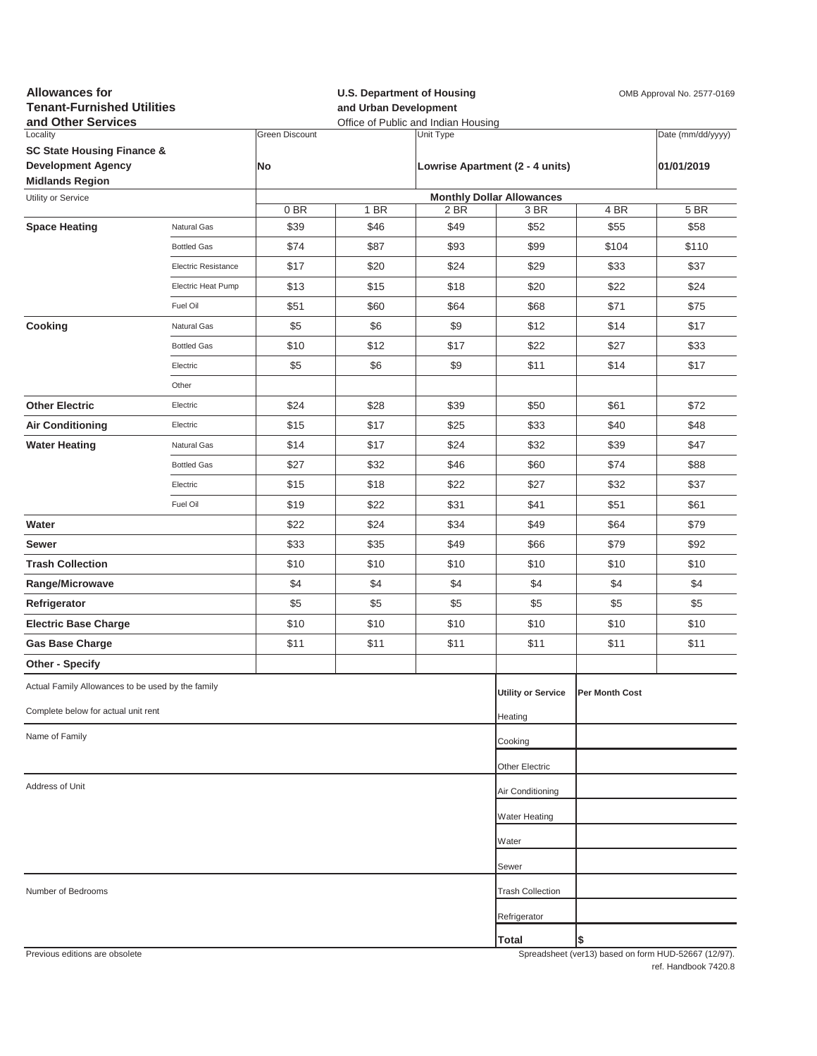**Allowances for Tenant-Furnished Utilities and Other Services**

**U.S. Department of Housing and Urban Development**
Office of Public and Indian Housing

OMB Approval No. 2577-0169

| Locality | Green Discount | Unit Type | Date (mm/dd/yyyy) |
|---|---|---|---|
| **SC State Housing Finance & Development Agency Midlands Region** | **No** | **Lowrise Apartment (2 - 4 units)** | **01/01/2019** |

| Utility or Service | | Monthly Dollar Allowances | | | | | |
|---|---|---|---|---|---|---|---|
| | | 0 BR | 1 BR | 2 BR | 3 BR | 4 BR | 5 BR |
| **Space Heating** | Natural Gas | $39 | $46 | $49 | $52 | $55 | $58 |
| | Bottled Gas | $74 | $87 | $93 | $99 | $104 | $110 |
| | Electric Resistance | $17 | $20 | $24 | $29 | $33 | $37 |
| | Electric Heat Pump | $13 | $15 | $18 | $20 | $22 | $24 |
| | Fuel Oil | $51 | $60 | $64 | $68 | $71 | $75 |
| **Cooking** | Natural Gas | $5 | $6 | $9 | $12 | $14 | $17 |
| | Bottled Gas | $10 | $12 | $17 | $22 | $27 | $33 |
| | Electric | $5 | $6 | $9 | $11 | $14 | $17 |
| | Other | | | | | | |
| **Other Electric** | Electric | $24 | $28 | $39 | $50 | $61 | $72 |
| **Air Conditioning** | Electric | $15 | $17 | $25 | $33 | $40 | $48 |
| **Water Heating** | Natural Gas | $14 | $17 | $24 | $32 | $39 | $47 |
| | Bottled Gas | $27 | $32 | $46 | $60 | $74 | $88 |
| | Electric | $15 | $18 | $22 | $27 | $32 | $37 |
| | Fuel Oil | $19 | $22 | $31 | $41 | $51 | $61 |
| **Water** | | $22 | $24 | $34 | $49 | $64 | $79 |
| **Sewer** | | $33 | $35 | $49 | $66 | $79 | $92 |
| **Trash Collection** | | $10 | $10 | $10 | $10 | $10 | $10 |
| **Range/Microwave** | | $4 | $4 | $4 | $4 | $4 | $4 |
| **Refrigerator** | | $5 | $5 | $5 | $5 | $5 | $5 |
| **Electric Base Charge** | | $10 | $10 | $10 | $10 | $10 | $10 |
| **Gas Base Charge** | | $11 | $11 | $11 | $11 | $11 | $11 |
| **Other - Specify** | | | | | | | |

Actual Family Allowances to be used by the family

Complete below for actual unit rent

Name of Family

Address of Unit

Number of Bedrooms

| Utility or Service | Per Month Cost |
|---|---|
| Heating | |
| Cooking | |
| Other Electric | |
| Air Conditioning | |
| Water Heating | |
| Water | |
| Sewer | |
| Trash Collection | |
| Refrigerator | |
| **Total** | $ |

Previous editions are obsolete

Spreadsheet (ver13) based on form HUD-52667 (12/97).
ref. Handbook 7420.8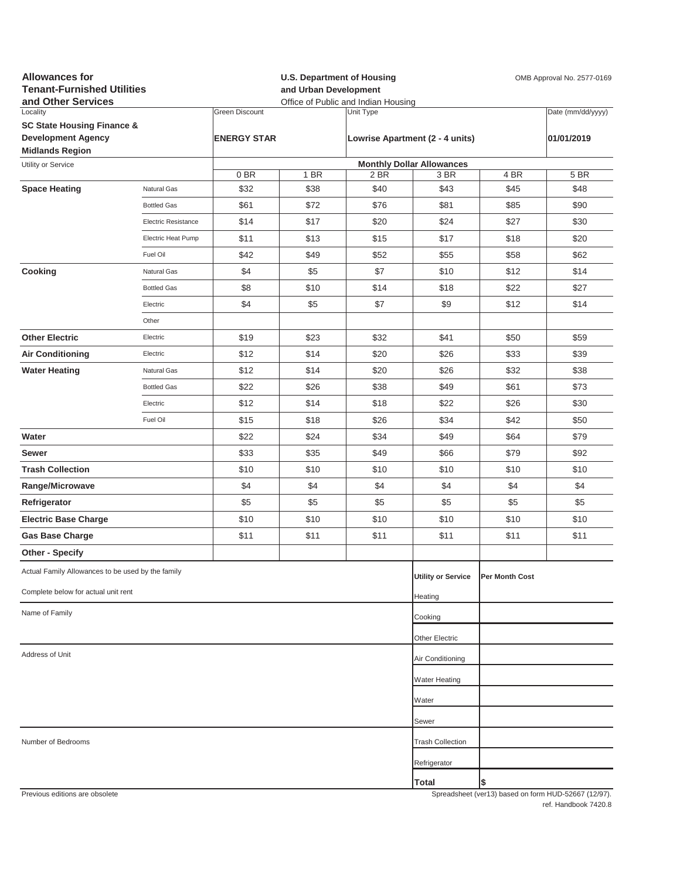**Allowances for Tenant-Furnished Utilities and Other Services**

**U.S. Department of Housing and Urban Development**
Office of Public and Indian Housing

OMB Approval No. 2577-0169

| Locality | Green Discount | Unit Type | Date (mm/dd/yyyy) |
|---|---|---|---|
| **SC State Housing Finance & Development Agency Midlands Region** | **ENERGY STAR** | **Lowrise Apartment (2 - 4 units)** | **01/01/2019** |

| Utility or Service | | Monthly Dollar Allowances | | | | | |
|---|---|---|---|---|---|---|---|
| | | 0 BR | 1 BR | 2 BR | 3 BR | 4 BR | 5 BR |
| **Space Heating** | Natural Gas | $32 | $38 | $40 | $43 | $45 | $48 |
| | Bottled Gas | $61 | $72 | $76 | $81 | $85 | $90 |
| | Electric Resistance | $14 | $17 | $20 | $24 | $27 | $30 |
| | Electric Heat Pump | $11 | $13 | $15 | $17 | $18 | $20 |
| | Fuel Oil | $42 | $49 | $52 | $55 | $58 | $62 |
| **Cooking** | Natural Gas | $4 | $5 | $7 | $10 | $12 | $14 |
| | Bottled Gas | $8 | $10 | $14 | $18 | $22 | $27 |
| | Electric | $4 | $5 | $7 | $9 | $12 | $14 |
| | Other | | | | | | |
| **Other Electric** | Electric | $19 | $23 | $32 | $41 | $50 | $59 |
| **Air Conditioning** | Electric | $12 | $14 | $20 | $26 | $33 | $39 |
| **Water Heating** | Natural Gas | $12 | $14 | $20 | $26 | $32 | $38 |
| | Bottled Gas | $22 | $26 | $38 | $49 | $61 | $73 |
| | Electric | $12 | $14 | $18 | $22 | $26 | $30 |
| | Fuel Oil | $15 | $18 | $26 | $34 | $42 | $50 |
| **Water** | | $22 | $24 | $34 | $49 | $64 | $79 |
| **Sewer** | | $33 | $35 | $49 | $66 | $79 | $92 |
| **Trash Collection** | | $10 | $10 | $10 | $10 | $10 | $10 |
| **Range/Microwave** | | $4 | $4 | $4 | $4 | $4 | $4 |
| **Refrigerator** | | $5 | $5 | $5 | $5 | $5 | $5 |
| **Electric Base Charge** | | $10 | $10 | $10 | $10 | $10 | $10 |
| **Gas Base Charge** | | $11 | $11 | $11 | $11 | $11 | $11 |
| **Other - Specify** | | | | | | | |

Actual Family Allowances to be used by the family

Complete below for actual unit rent

Name of Family

Address of Unit

Number of Bedrooms

| Utility or Service | Per Month Cost |
|---|---|
| Heating | |
| Cooking | |
| Other Electric | |
| Air Conditioning | |
| Water Heating | |
| Water | |
| Sewer | |
| Trash Collection | |
| Refrigerator | |
| **Total** | $ |

Previous editions are obsolete

Spreadsheet (ver13) based on form HUD-52667 (12/97).
ref. Handbook 7420.8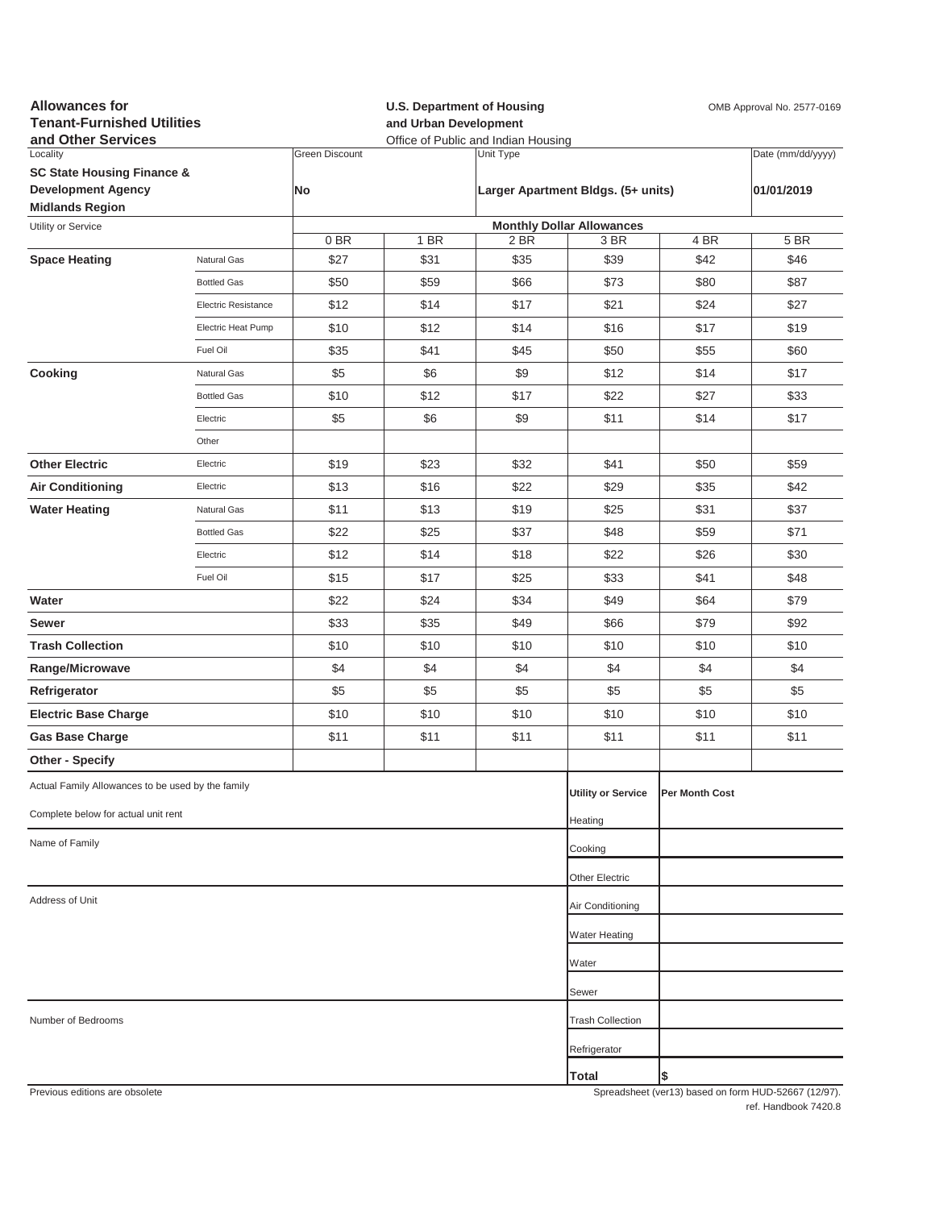**Allowances for Tenant-Furnished Utilities and Other Services**

**U.S. Department of Housing and Urban Development**
Office of Public and Indian Housing

OMB Approval No. 2577-0169

| Locality | Green Discount | Unit Type | Date (mm/dd/yyyy) |
|---|---|---|---|
| **SC State Housing Finance & Development Agency Midlands Region** | **No** | **Larger Apartment Bldgs. (5+ units)** | **01/01/2019** |

| Utility or Service | | Monthly Dollar Allowances | | | | | |
|---|---|---|---|---|---|---|---|
| | | 0 BR | 1 BR | 2 BR | 3 BR | 4 BR | 5 BR |
| **Space Heating** | Natural Gas | $27 | $31 | $35 | $39 | $42 | $46 |
| | Bottled Gas | $50 | $59 | $66 | $73 | $80 | $87 |
| | Electric Resistance | $12 | $14 | $17 | $21 | $24 | $27 |
| | Electric Heat Pump | $10 | $12 | $14 | $16 | $17 | $19 |
| | Fuel Oil | $35 | $41 | $45 | $50 | $55 | $60 |
| **Cooking** | Natural Gas | $5 | $6 | $9 | $12 | $14 | $17 |
| | Bottled Gas | $10 | $12 | $17 | $22 | $27 | $33 |
| | Electric | $5 | $6 | $9 | $11 | $14 | $17 |
| | Other | | | | | | |
| **Other Electric** | Electric | $19 | $23 | $32 | $41 | $50 | $59 |
| **Air Conditioning** | Electric | $13 | $16 | $22 | $29 | $35 | $42 |
| **Water Heating** | Natural Gas | $11 | $13 | $19 | $25 | $31 | $37 |
| | Bottled Gas | $22 | $25 | $37 | $48 | $59 | $71 |
| | Electric | $12 | $14 | $18 | $22 | $26 | $30 |
| | Fuel Oil | $15 | $17 | $25 | $33 | $41 | $48 |
| **Water** | | $22 | $24 | $34 | $49 | $64 | $79 |
| **Sewer** | | $33 | $35 | $49 | $66 | $79 | $92 |
| **Trash Collection** | | $10 | $10 | $10 | $10 | $10 | $10 |
| **Range/Microwave** | | $4 | $4 | $4 | $4 | $4 | $4 |
| **Refrigerator** | | $5 | $5 | $5 | $5 | $5 | $5 |
| **Electric Base Charge** | | $10 | $10 | $10 | $10 | $10 | $10 |
| **Gas Base Charge** | | $11 | $11 | $11 | $11 | $11 | $11 |
| **Other - Specify** | | | | | | | |

Actual Family Allowances to be used by the family

Complete below for actual unit rent

Name of Family

Address of Unit

Number of Bedrooms

| Utility or Service | Per Month Cost |
|---|---|
| Heating | |
| Cooking | |
| Other Electric | |
| Air Conditioning | |
| Water Heating | |
| Water | |
| Sewer | |
| Trash Collection | |
| Refrigerator | |
| **Total** | **$** |

Previous editions are obsolete

Spreadsheet (ver13) based on form HUD-52667 (12/97). ref. Handbook 7420.8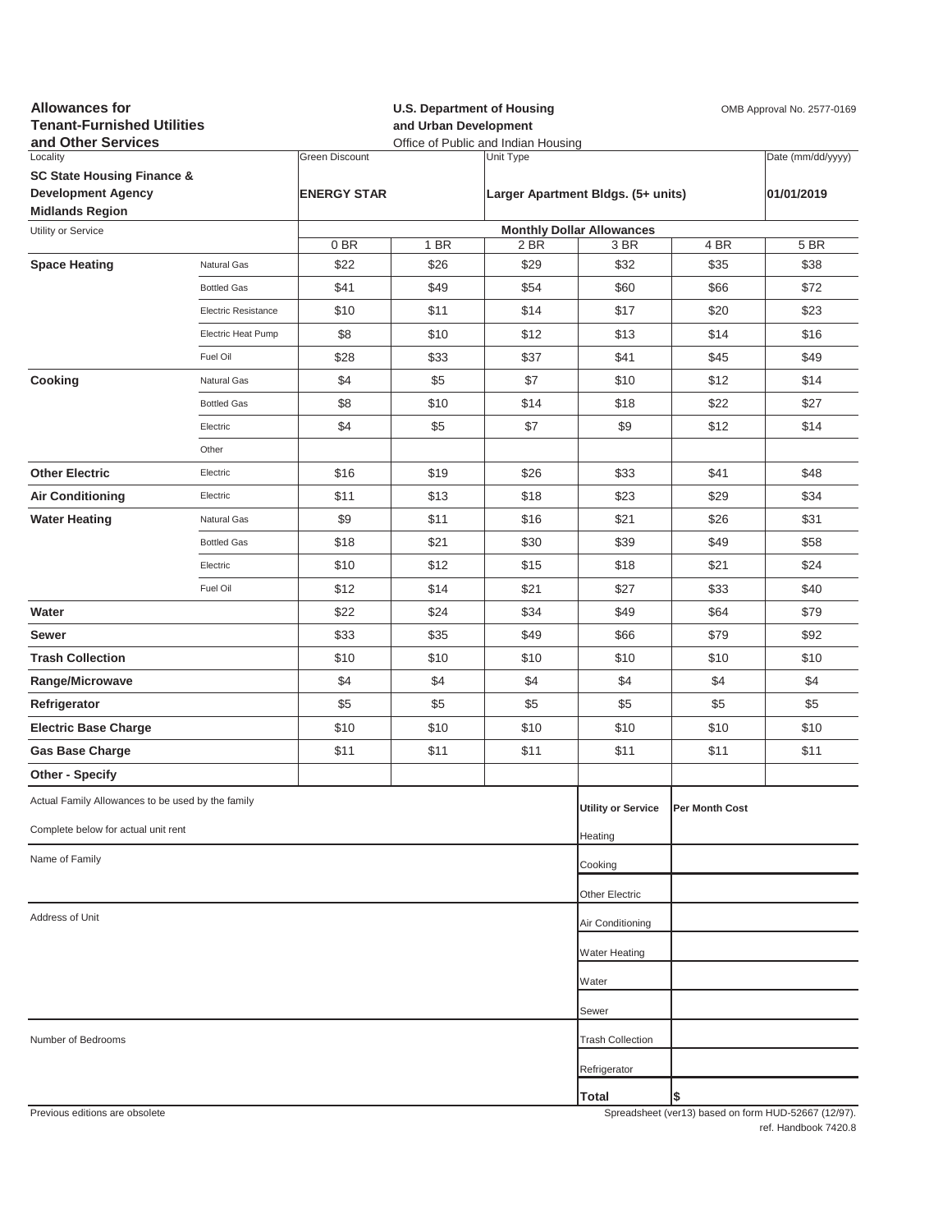**Allowances for Tenant-Furnished Utilities and Other Services**

**U.S. Department of Housing and Urban Development**
Office of Public and Indian Housing

OMB Approval No. 2577-0169

| Locality | Green Discount | Unit Type | Date (mm/dd/yyyy) |
|---|---|---|---|
| **SC State Housing Finance & Development Agency Midlands Region** | **ENERGY STAR** | **Larger Apartment Bldgs. (5+ units)** | **01/01/2019** |

| Utility or Service | | Monthly Dollar Allowances | | | | | |
|---|---|---|---|---|---|---|---|
| | | 0 BR | 1 BR | 2 BR | 3 BR | 4 BR | 5 BR |
| **Space Heating** | Natural Gas | $22 | $26 | $29 | $32 | $35 | $38 |
| | Bottled Gas | $41 | $49 | $54 | $60 | $66 | $72 |
| | Electric Resistance | $10 | $11 | $14 | $17 | $20 | $23 |
| | Electric Heat Pump | $8 | $10 | $12 | $13 | $14 | $16 |
| | Fuel Oil | $28 | $33 | $37 | $41 | $45 | $49 |
| **Cooking** | Natural Gas | $4 | $5 | $7 | $10 | $12 | $14 |
| | Bottled Gas | $8 | $10 | $14 | $18 | $22 | $27 |
| | Electric | $4 | $5 | $7 | $9 | $12 | $14 |
| | Other | | | | | | |
| **Other Electric** | Electric | $16 | $19 | $26 | $33 | $41 | $48 |
| **Air Conditioning** | Electric | $11 | $13 | $18 | $23 | $29 | $34 |
| **Water Heating** | Natural Gas | $9 | $11 | $16 | $21 | $26 | $31 |
| | Bottled Gas | $18 | $21 | $30 | $39 | $49 | $58 |
| | Electric | $10 | $12 | $15 | $18 | $21 | $24 |
| | Fuel Oil | $12 | $14 | $21 | $27 | $33 | $40 |
| **Water** | | $22 | $24 | $34 | $49 | $64 | $79 |
| **Sewer** | | $33 | $35 | $49 | $66 | $79 | $92 |
| **Trash Collection** | | $10 | $10 | $10 | $10 | $10 | $10 |
| **Range/Microwave** | | $4 | $4 | $4 | $4 | $4 | $4 |
| **Refrigerator** | | $5 | $5 | $5 | $5 | $5 | $5 |
| **Electric Base Charge** | | $10 | $10 | $10 | $10 | $10 | $10 |
| **Gas Base Charge** | | $11 | $11 | $11 | $11 | $11 | $11 |
| **Other - Specify** | | | | | | | |

Actual Family Allowances to be used by the family

Complete below for actual unit rent

Name of Family

Address of Unit

Number of Bedrooms

| Utility or Service | Per Month Cost |
|---|---|
| Heating | |
| Cooking | |
| Other Electric | |
| Air Conditioning | |
| Water Heating | |
| Water | |
| Sewer | |
| Trash Collection | |
| Refrigerator | |
| **Total** | $ |

Previous editions are obsolete

Spreadsheet (ver13) based on form HUD-52667 (12/97).
ref. Handbook 7420.8